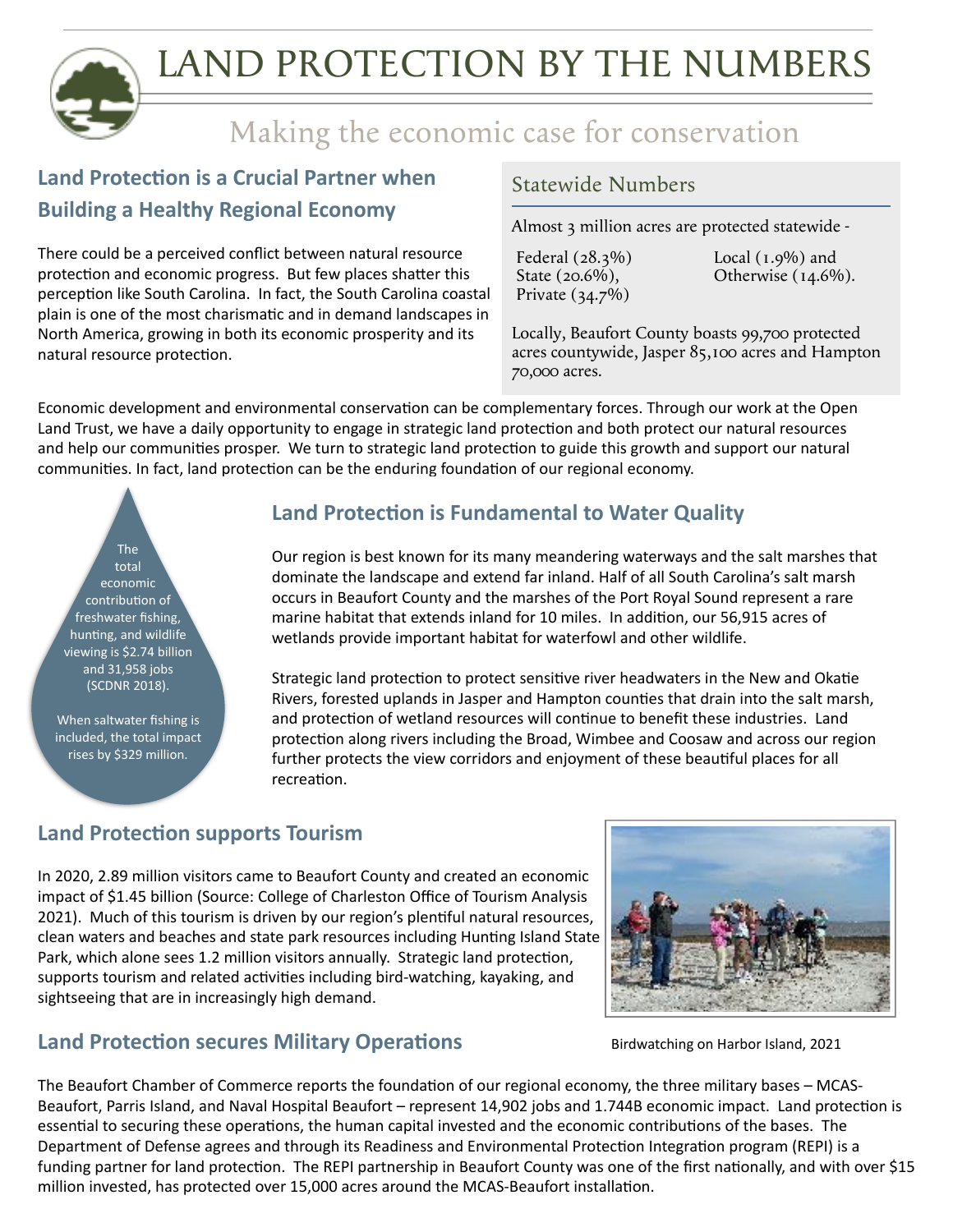# LAND PROTECTION BY THE NUMBERS

## Making the economic case for conservation

### Land Protection is a Crucial Partner when Building a Healthy Regional Economy

There could be a perceived conflict between natural resource protection and economic progress. But few places shatter this perception like South Carolina. In fact, the South Carolina coastal plain is one of the most charismatic and in demand landscapes in North America, growing in both its economic prosperity and its natural resource protection.

### Statewide Numbers

Almost 3 million acres are protected statewide -

Federal (28.3%)
State (20.6%),
Private (34.7%)
Local (1.9%) and
Otherwise (14.6%).

Locally, Beaufort County boasts 99,700 protected acres countywide, Jasper 85,100 acres and Hampton 70,000 acres.

Economic development and environmental conservation can be complementary forces. Through our work at the Open Land Trust, we have a daily opportunity to engage in strategic land protection and both protect our natural resources and help our communities prosper. We turn to strategic land protection to guide this growth and support our natural communities. In fact, land protection can be the enduring foundation of our regional economy.

The total economic contribution of freshwater fishing, hunting, and wildlife viewing is $2.74 billion and 31,958 jobs (SCDNR 2018).

When saltwater fishing is included, the total impact rises by $329 million.

### Land Protection is Fundamental to Water Quality

Our region is best known for its many meandering waterways and the salt marshes that dominate the landscape and extend far inland. Half of all South Carolina's salt marsh occurs in Beaufort County and the marshes of the Port Royal Sound represent a rare marine habitat that extends inland for 10 miles. In addition, our 56,915 acres of wetlands provide important habitat for waterfowl and other wildlife.

Strategic land protection to protect sensitive river headwaters in the New and Okatie Rivers, forested uplands in Jasper and Hampton counties that drain into the salt marsh, and protection of wetland resources will continue to benefit these industries. Land protection along rivers including the Broad, Wimbee and Coosaw and across our region further protects the view corridors and enjoyment of these beautiful places for all recreation.

### Land Protection supports Tourism

In 2020, 2.89 million visitors came to Beaufort County and created an economic impact of $1.45 billion (Source: College of Charleston Office of Tourism Analysis 2021). Much of this tourism is driven by our region's plentiful natural resources, clean waters and beaches and state park resources including Hunting Island State Park, which alone sees 1.2 million visitors annually. Strategic land protection, supports tourism and related activities including bird-watching, kayaking, and sightseeing that are in increasingly high demand.

Birdwatching on Harbor Island, 2021

### Land Protection secures Military Operations

The Beaufort Chamber of Commerce reports the foundation of our regional economy, the three military bases – MCAS-Beaufort, Parris Island, and Naval Hospital Beaufort – represent 14,902 jobs and 1.744B economic impact. Land protection is essential to securing these operations, the human capital invested and the economic contributions of the bases. The Department of Defense agrees and through its Readiness and Environmental Protection Integration program (REPI) is a funding partner for land protection. The REPI partnership in Beaufort County was one of the first nationally, and with over $15 million invested, has protected over 15,000 acres around the MCAS-Beaufort installation.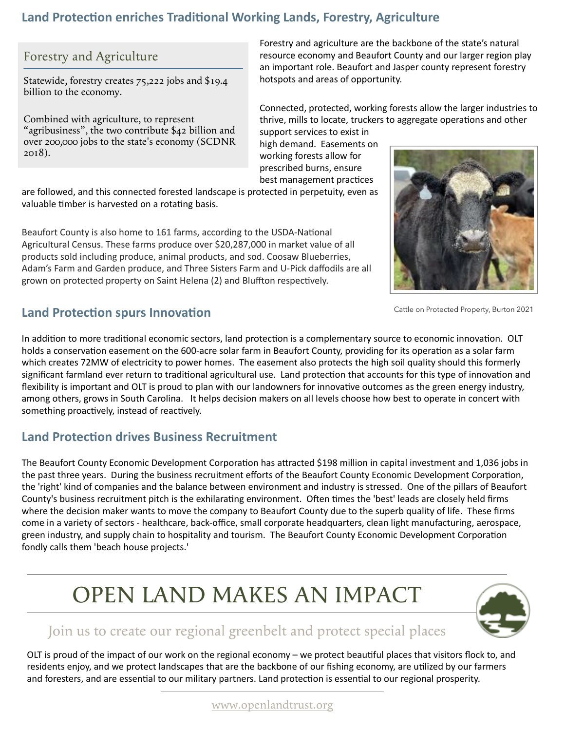## Land Protection enriches Traditional Working Lands, Forestry, Agriculture

### Forestry and Agriculture

Statewide, forestry creates 75,222 jobs and $19.4 billion to the economy.

Combined with agriculture, to represent "agribusiness", the two contribute $42 billion and over 200,000 jobs to the state's economy (SCDNR 2018).

Forestry and agriculture are the backbone of the state's natural resource economy and Beaufort County and our larger region play an important role. Beaufort and Jasper county represent forestry hotspots and areas of opportunity.

Connected, protected, working forests allow the larger industries to thrive, mills to locate, truckers to aggregate operations and other support services to exist in high demand. Easements on working forests allow for prescribed burns, ensure best management practices are followed, and this connected forested landscape is protected in perpetuity, even as valuable timber is harvested on a rotating basis.

Beaufort County is also home to 161 farms, according to the USDA-National Agricultural Census. These farms produce over $20,287,000 in market value of all products sold including produce, animal products, and sod. Coosaw Blueberries, Adam's Farm and Garden produce, and Three Sisters Farm and U-Pick daffodils are all grown on protected property on Saint Helena (2) and Bluffton respectively.

Cattle on Protected Property, Burton 2021

## Land Protection spurs Innovation

In addition to more traditional economic sectors, land protection is a complementary source to economic innovation. OLT holds a conservation easement on the 600-acre solar farm in Beaufort County, providing for its operation as a solar farm which creates 72MW of electricity to power homes. The easement also protects the high soil quality should this formerly significant farmland ever return to traditional agricultural use. Land protection that accounts for this type of innovation and flexibility is important and OLT is proud to plan with our landowners for innovative outcomes as the green energy industry, among others, grows in South Carolina. It helps decision makers on all levels choose how best to operate in concert with something proactively, instead of reactively.

## Land Protection drives Business Recruitment

The Beaufort County Economic Development Corporation has attracted $198 million in capital investment and 1,036 jobs in the past three years. During the business recruitment efforts of the Beaufort County Economic Development Corporation, the 'right' kind of companies and the balance between environment and industry is stressed. One of the pillars of Beaufort County's business recruitment pitch is the exhilarating environment. Often times the 'best' leads are closely held firms where the decision maker wants to move the company to Beaufort County due to the superb quality of life. These firms come in a variety of sectors - healthcare, back-office, small corporate headquarters, clean light manufacturing, aerospace, green industry, and supply chain to hospitality and tourism. The Beaufort County Economic Development Corporation fondly calls them 'beach house projects.'

# OPEN LAND MAKES AN IMPACT

## Join us to create our regional greenbelt and protect special places

OLT is proud of the impact of our work on the regional economy – we protect beautiful places that visitors flock to, and residents enjoy, and we protect landscapes that are the backbone of our fishing economy, are utilized by our farmers and foresters, and are essential to our military partners. Land protection is essential to our regional prosperity.

www.openlandtrust.org